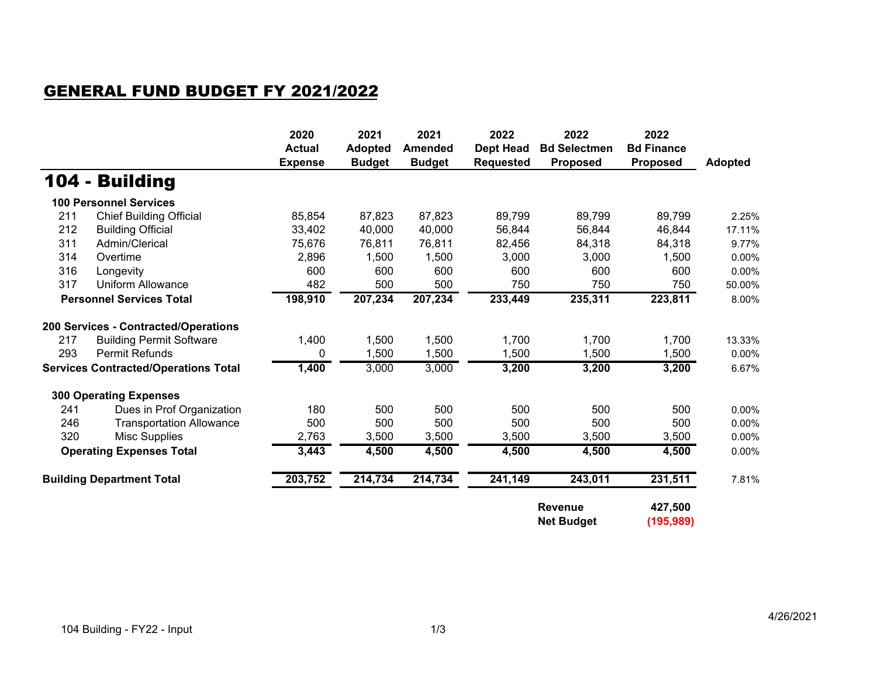# GENERAL FUND BUDGET FY 2021/2022

| | | 2020 Actual Expense | 2021 Adopted Budget | 2021 Amended Budget | 2022 Dept Head Requested | 2022 Bd Selectmen Proposed | 2022 Bd Finance Proposed | Adopted |
|---|---|---|---|---|---|---|---|---|
| **104 - Building** | | | | | | | | |
| **100 Personnel Services** | | | | | | | | |
| 211 | Chief Building Official | 85,854 | 87,823 | 87,823 | 89,799 | 89,799 | 89,799 | 2.25% |
| 212 | Building Official | 33,402 | 40,000 | 40,000 | 56,844 | 56,844 | 46,844 | 17.11% |
| 311 | Admin/Clerical | 75,676 | 76,811 | 76,811 | 82,456 | 84,318 | 84,318 | 9.77% |
| 314 | Overtime | 2,896 | 1,500 | 1,500 | 3,000 | 3,000 | 1,500 | 0.00% |
| 316 | Longevity | 600 | 600 | 600 | 600 | 600 | 600 | 0.00% |
| 317 | Uniform Allowance | 482 | 500 | 500 | 750 | 750 | 750 | 50.00% |
| **Personnel Services Total** | | **198,910** | **207,234** | **207,234** | **233,449** | **235,311** | **223,811** | 8.00% |
| **200 Services - Contracted/Operations** | | | | | | | | |
| 217 | Building Permit Software | 1,400 | 1,500 | 1,500 | 1,700 | 1,700 | 1,700 | 13.33% |
| 293 | Permit Refunds | 0 | 1,500 | 1,500 | 1,500 | 1,500 | 1,500 | 0.00% |
| **Services Contracted/Operations Total** | | **1,400** | 3,000 | 3,000 | **3,200** | **3,200** | **3,200** | 6.67% |
| **300 Operating Expenses** | | | | | | | | |
| 241 | Dues in Prof Organization | 180 | 500 | 500 | 500 | 500 | 500 | 0.00% |
| 246 | Transportation Allowance | 500 | 500 | 500 | 500 | 500 | 500 | 0.00% |
| 320 | Misc Supplies | 2,763 | 3,500 | 3,500 | 3,500 | 3,500 | 3,500 | 0.00% |
| **Operating Expenses Total** | | **3,443** | **4,500** | **4,500** | **4,500** | **4,500** | **4,500** | 0.00% |
| **Building Department Total** | | **203,752** | **214,734** | **214,734** | **241,149** | **243,011** | **231,511** | 7.81% |
| | | | | | | **Revenue** | **427,500** | |
| | | | | | | **Net Budget** | **(195,989)** | |

104 Building - FY22 - Input

4/26/2021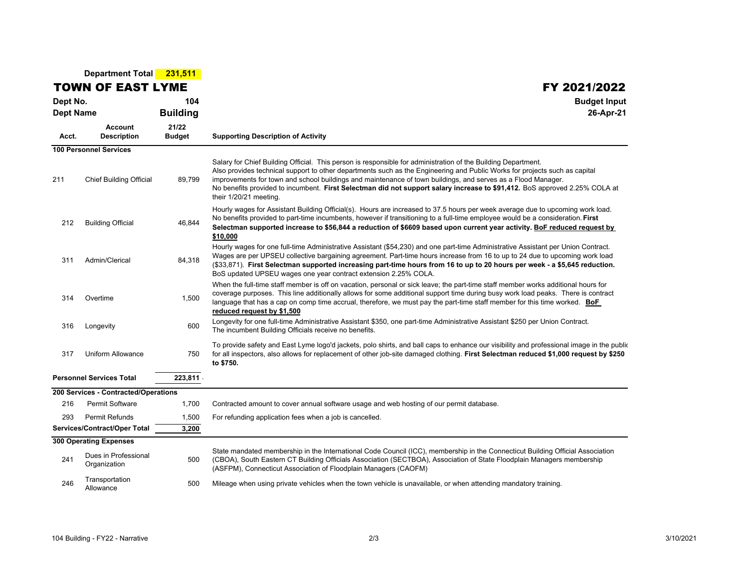**Department Total** **231,511**

# TOWN OF EAST LYME

# FY 2021/2022

**Dept No.** **104**
**Dept Name** **Building**

**Budget Input**
**26-Apr-21**

| Acct. | Account Description | 21/22 Budget | Supporting Description of Activity |
|---|---|---|---|
| **100 Personnel Services** | | | |
| 211 | Chief Building Official | 89,799 | Salary for Chief Building Official. This person is responsible for administration of the Building Department. Also provides technical support to other departments such as the Engineering and Public Works for projects such as capital improvements for town and school buildings and maintenance of town buildings, and serves as a Flood Manager. No benefits provided to incumbent. **First Selectman did not support salary increase to $91,412.** BoS approved 2.25% COLA at their 1/20/21 meeting. |
| 212 | Building Official | 46,844 | Hourly wages for Assistant Building Official(s). Hours are increased to 37.5 hours per week average due to upcoming work load. No benefits provided to part-time incumbents, however if transitioning to a full-time employee would be a consideration. **First Selectman supported increase to $56,844 a reduction of $6609 based upon current year activity. <u>BoF reduced request by $10,000</u>** |
| 311 | Admin/Clerical | 84,318 | Hourly wages for one full-time Administrative Assistant ($54,230) and one part-time Administrative Assistant per Union Contract. Wages are per UPSEU collective bargaining agreement. Part-time hours increase from 16 to up to 24 due to upcoming work load ($33,871). **First Selectman supported increasing part-time hours from 16 to up to 20 hours per week - a $5,645 reduction.** BoS updated UPSEU wages one year contract extension 2.25% COLA. |
| 314 | Overtime | 1,500 | When the full-time staff member is off on vacation, personal or sick leave; the part-time staff member works additional hours for coverage purposes. This line additionally allows for some additional support time during busy work load peaks. There is contract language that has a cap on comp time accrual, therefore, we must pay the part-time staff member for this time worked. **<u>BoF reduced request by $1,500</u>** |
| 316 | Longevity | 600 | Longevity for one full-time Administrative Assistant $350, one part-time Administrative Assistant $250 per Union Contract. The incumbent Building Officials receive no benefits. |
| 317 | Uniform Allowance | 750 | To provide safety and East Lyme logo'd jackets, polo shirts, and ball caps to enhance our visibility and professional image in the public for all inspectors, also allows for replacement of other job-site damaged clothing. **First Selectman reduced $1,000 request by $250 to $750.** |
| **Personnel Services Total** | | **223,811** | |
| **200 Services - Contracted/Operations** | | | |
| 216 | Permit Software | 1,700 | Contracted amount to cover annual software usage and web hosting of our permit database. |
| 293 | Permit Refunds | 1,500 | For refunding application fees when a job is cancelled. |
| **Services/Contract/Oper Total** | | **3,200** | |
| **300 Operating Expenses** | | | |
| 241 | Dues in Professional Organization | 500 | State mandated membership in the International Code Council (ICC), membership in the Connecticut Building Official Association (CBOA), South Eastern CT Building Officials Association (SECTBOA), Association of State Floodplain Managers membership (ASFPM), Connecticut Association of Floodplain Managers (CAOFM) |
| 246 | Transportation Allowance | 500 | Mileage when using private vehicles when the town vehicle is unavailable, or when attending mandatory training. |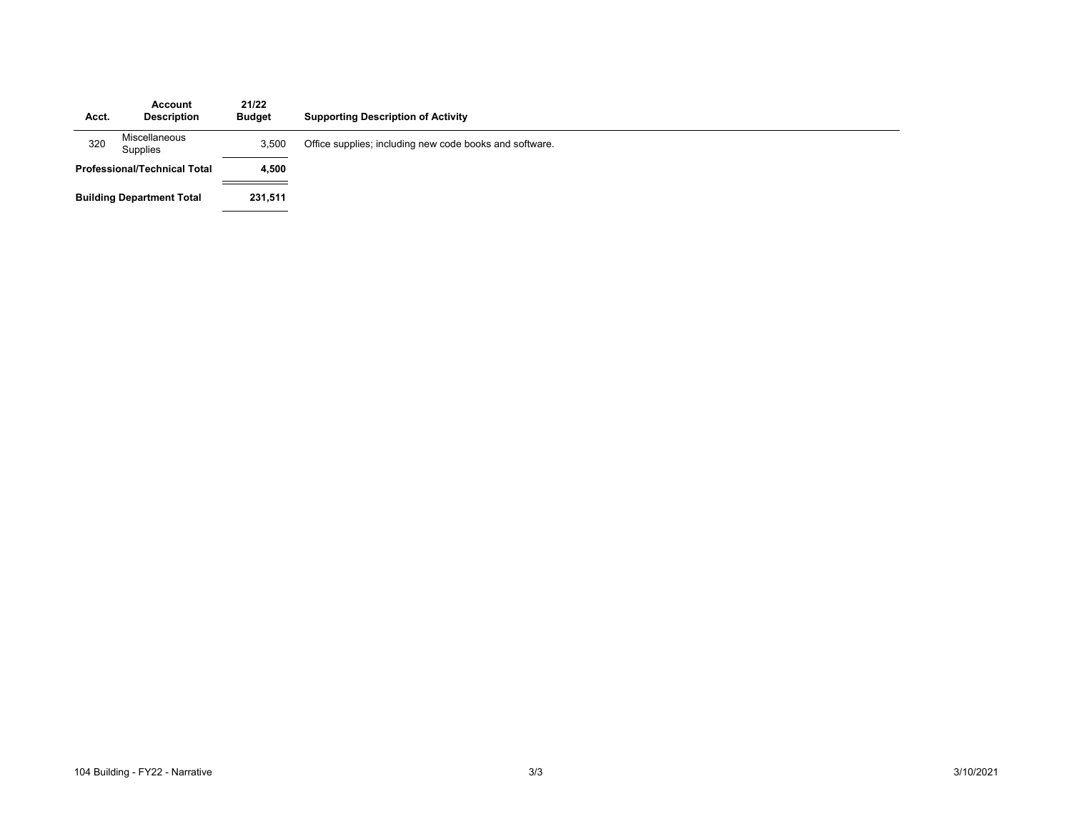| Acct. | Account Description | 21/22 Budget | Supporting Description of Activity |
|---|---|---|---|
| 320 | Miscellaneous Supplies | 3,500 | Office supplies; including new code books and software. |
| **Professional/Technical Total** | | **4,500** | |
| **Building Department Total** | | **231,511** | |